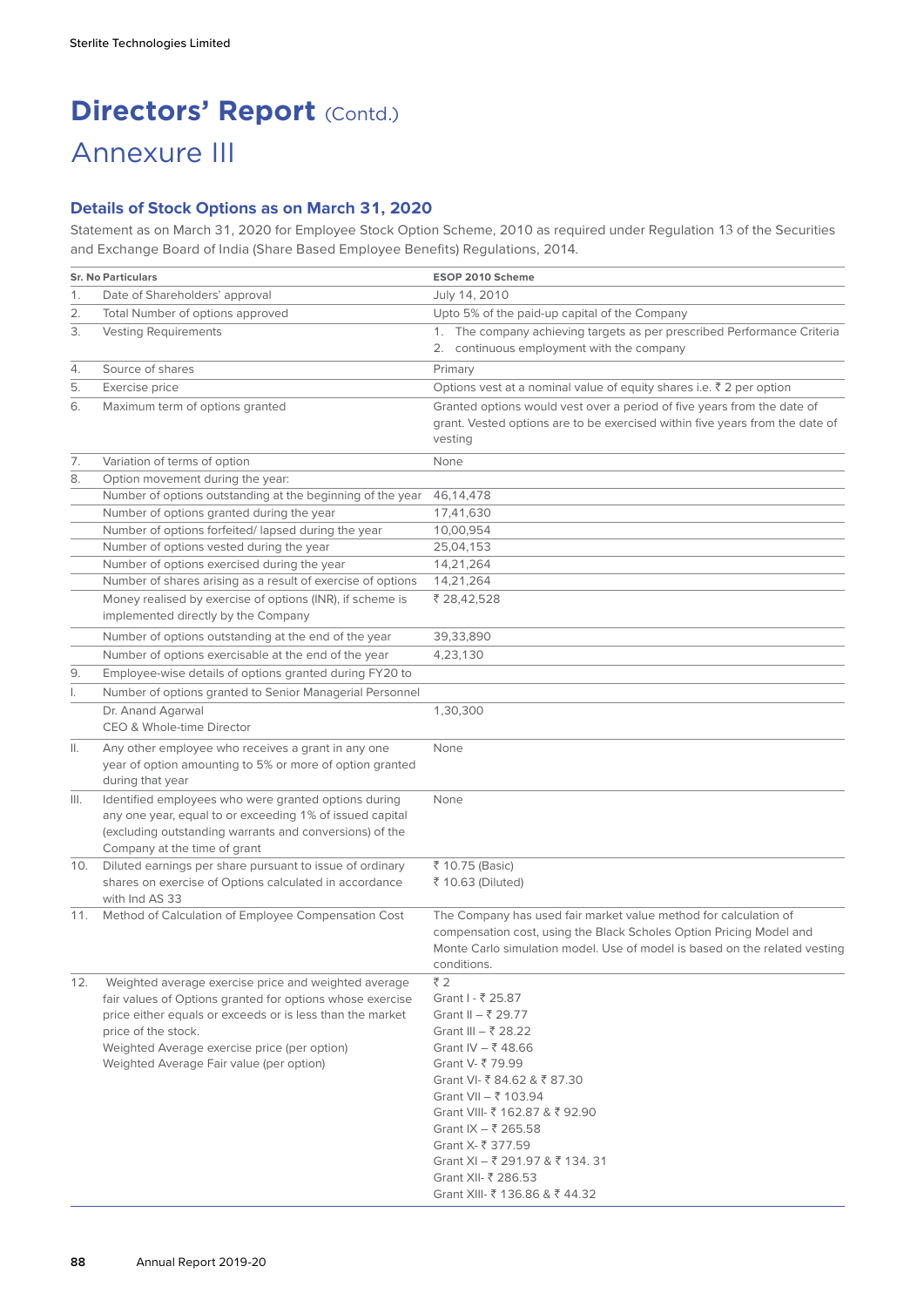# Directors' Report (Contd.)

## Annexure III

### Details of Stock Options as on March 31, 2020

Statement as on March 31, 2020 for Employee Stock Option Scheme, 2010 as required under Regulation 13 of the Securities and Exchange Board of India (Share Based Employee Benefits) Regulations, 2014.

| Sr. No | Particulars | ESOP 2010 Scheme |
|---|---|---|
| 1. | Date of Shareholders' approval | July 14, 2010 |
| 2. | Total Number of options approved | Upto 5% of the paid-up capital of the Company |
| 3. | Vesting Requirements | 1. The company achieving targets as per prescribed Performance Criteria<br>2. continuous employment with the company |
| 4. | Source of shares | Primary |
| 5. | Exercise price | Options vest at a nominal value of equity shares i.e. ₹ 2 per option |
| 6. | Maximum term of options granted | Granted options would vest over a period of five years from the date of grant. Vested options are to be exercised within five years from the date of vesting |
| 7. | Variation of terms of option | None |
| 8. | Option movement during the year: | |
| | Number of options outstanding at the beginning of the year | 46,14,478 |
| | Number of options granted during the year | 17,41,630 |
| | Number of options forfeited/ lapsed during the year | 10,00,954 |
| | Number of options vested during the year | 25,04,153 |
| | Number of options exercised during the year | 14,21,264 |
| | Number of shares arising as a result of exercise of options | 14,21,264 |
| | Money realised by exercise of options (INR), if scheme is implemented directly by the Company | ₹ 28,42,528 |
| | Number of options outstanding at the end of the year | 39,33,890 |
| | Number of options exercisable at the end of the year | 4,23,130 |
| 9. | Employee-wise details of options granted during FY20 to | |
| I. | Number of options granted to Senior Managerial Personnel | |
| | Dr. Anand Agarwal<br>CEO & Whole-time Director | 1,30,300 |
| II. | Any other employee who receives a grant in any one year of option amounting to 5% or more of option granted during that year | None |
| III. | Identified employees who were granted options during any one year, equal to or exceeding 1% of issued capital (excluding outstanding warrants and conversions) of the Company at the time of grant | None |
| 10. | Diluted earnings per share pursuant to issue of ordinary shares on exercise of Options calculated in accordance with Ind AS 33 | ₹ 10.75 (Basic)<br>₹ 10.63 (Diluted) |
| 11. | Method of Calculation of Employee Compensation Cost | The Company has used fair market value method for calculation of compensation cost, using the Black Scholes Option Pricing Model and Monte Carlo simulation model. Use of model is based on the related vesting conditions. |
| 12. | Weighted average exercise price and weighted average fair values of Options granted for options whose exercise price either equals or exceeds or is less than the market price of the stock.<br>Weighted Average exercise price (per option)<br>Weighted Average Fair value (per option) | ₹ 2<br>Grant I - ₹ 25.87<br>Grant II – ₹ 29.77<br>Grant III – ₹ 28.22<br>Grant IV – ₹ 48.66<br>Grant V- ₹ 79.99<br>Grant VI- ₹ 84.62 & ₹ 87.30<br>Grant VII – ₹ 103.94<br>Grant VIII- ₹ 162.87 & ₹ 92.90<br>Grant IX – ₹ 265.58<br>Grant X- ₹ 377.59<br>Grant XI – ₹ 291.97 & ₹ 134. 31<br>Grant XII- ₹ 286.53<br>Grant XIII- ₹ 136.86 & ₹ 44.32 |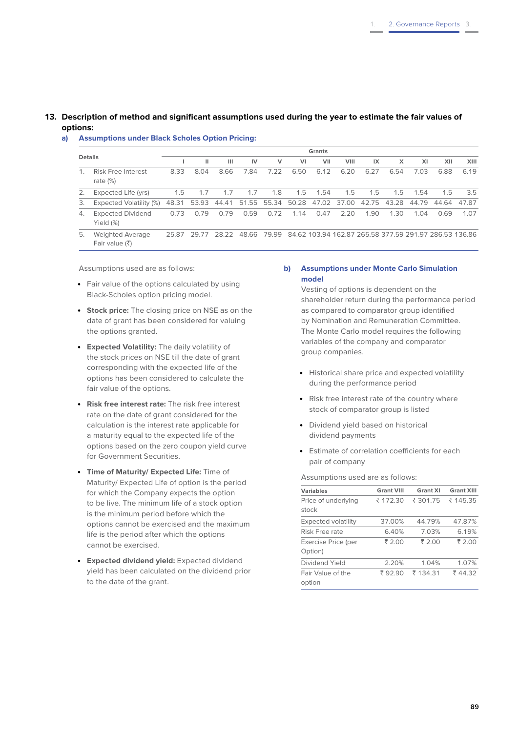## 13. Description of method and significant assumptions used during the year to estimate the fair values of options:

### a) Assumptions under Black Scholes Option Pricing:

| | Details | Grants | | | | | | | | | | | | |
|---|---|---|---|---|---|---|---|---|---|---|---|---|---|---|
| | | I | II | III | IV | V | VI | VII | VIII | IX | X | XI | XII | XIII |
| 1. | Risk Free Interest rate (%) | 8.33 | 8.04 | 8.66 | 7.84 | 7.22 | 6.50 | 6.12 | 6.20 | 6.27 | 6.54 | 7.03 | 6.88 | 6.19 |
| 2. | Expected Life (yrs) | 1.5 | 1.7 | 1.7 | 1.7 | 1.8 | 1.5 | 1.54 | 1.5 | 1.5 | 1.5 | 1.54 | 1.5 | 3.5 |
| 3. | Expected Volatility (%) | 48.31 | 53.93 | 44.41 | 51.55 | 55.34 | 50.28 | 47.02 | 37.00 | 42.75 | 43.28 | 44.79 | 44.64 | 47.87 |
| 4. | Expected Dividend Yield (%) | 0.73 | 0.79 | 0.79 | 0.59 | 0.72 | 1.14 | 0.47 | 2.20 | 1.90 | 1.30 | 1.04 | 0.69 | 1.07 |
| 5. | Weighted Average Fair value (₹) | 25.87 | 29.77 | 28.22 | 48.66 | 79.99 | 84.62 | 103.94 | 162.87 | 265.58 | 377.59 | 291.97 | 286.53 | 136.86 |

Assumptions used are as follows:

- Fair value of the options calculated by using Black-Scholes option pricing model.
- **Stock price:** The closing price on NSE as on the date of grant has been considered for valuing the options granted.
- **Expected Volatility:** The daily volatility of the stock prices on NSE till the date of grant corresponding with the expected life of the options has been considered to calculate the fair value of the options.
- **Risk free interest rate:** The risk free interest rate on the date of grant considered for the calculation is the interest rate applicable for a maturity equal to the expected life of the options based on the zero coupon yield curve for Government Securities.
- **Time of Maturity/ Expected Life:** Time of Maturity/ Expected Life of option is the period for which the Company expects the option to be live. The minimum life of a stock option is the minimum period before which the options cannot be exercised and the maximum life is the period after which the options cannot be exercised.
- **Expected dividend yield:** Expected dividend yield has been calculated on the dividend prior to the date of the grant.

### b) Assumptions under Monte Carlo Simulation model

Vesting of options is dependent on the shareholder return during the performance period as compared to comparator group identified by Nomination and Remuneration Committee. The Monte Carlo model requires the following variables of the company and comparator group companies.

- Historical share price and expected volatility during the performance period
- Risk free interest rate of the country where stock of comparator group is listed
- Dividend yield based on historical dividend payments
- Estimate of correlation coefficients for each pair of company

Assumptions used are as follows:

| Variables | Grant VIII | Grant XI | Grant XIII |
|---|---|---|---|
| Price of underlying stock | ₹ 172.30 | ₹ 301.75 | ₹ 145.35 |
| Expected volatility | 37.00% | 44.79% | 47.87% |
| Risk Free rate | 6.40% | 7.03% | 6.19% |
| Exercise Price (per Option) | ₹ 2.00 | ₹ 2.00 | ₹ 2.00 |
| Dividend Yield | 2.20% | 1.04% | 1.07% |
| Fair Value of the option | ₹ 92.90 | ₹ 134.31 | ₹ 44.32 |